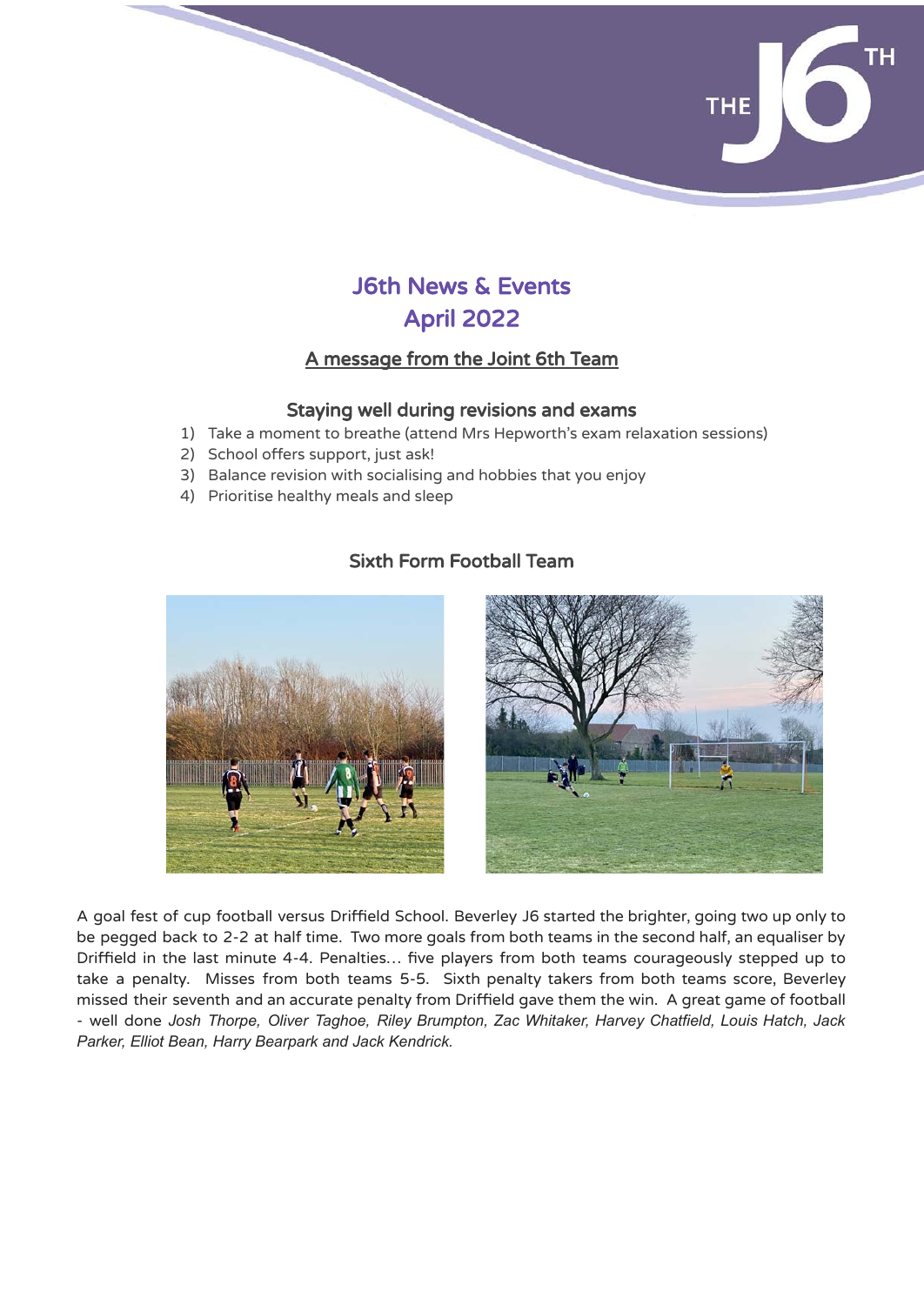# J6th News & Events
# April 2022

## A message from the Joint 6th Team

### Staying well during revisions and exams

1) Take a moment to breathe (attend Mrs Hepworth's exam relaxation sessions)
2) School offers support, just ask!
3) Balance revision with socialising and hobbies that you enjoy
4) Prioritise healthy meals and sleep

### Sixth Form Football Team

A goal fest of cup football versus Driffield School. Beverley J6 started the brighter, going two up only to be pegged back to 2-2 at half time. Two more goals from both teams in the second half, an equaliser by Driffield in the last minute 4-4. Penalties… five players from both teams courageously stepped up to take a penalty. Misses from both teams 5-5. Sixth penalty takers from both teams score, Beverley missed their seventh and an accurate penalty from Driffield gave them the win. A great game of football - well done *Josh Thorpe, Oliver Taghoe, Riley Brumpton, Zac Whitaker, Harvey Chatfield, Louis Hatch, Jack Parker, Elliot Bean, Harry Bearpark and Jack Kendrick.*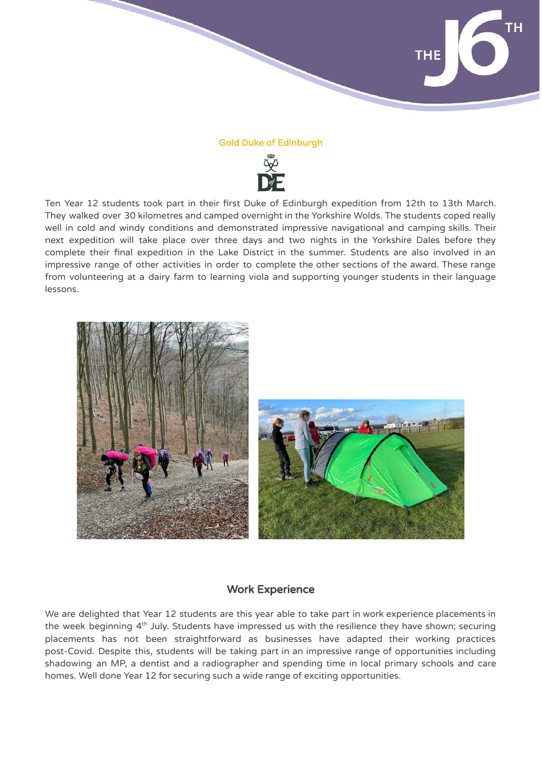## Gold Duke of Edinburgh

Ten Year 12 students took part in their first Duke of Edinburgh expedition from 12th to 13th March. They walked over 30 kilometres and camped overnight in the Yorkshire Wolds. The students coped really well in cold and windy conditions and demonstrated impressive navigational and camping skills. Their next expedition will take place over three days and two nights in the Yorkshire Dales before they complete their final expedition in the Lake District in the summer. Students are also involved in an impressive range of other activities in order to complete the other sections of the award. These range from volunteering at a dairy farm to learning viola and supporting younger students in their language lessons.

## Work Experience

We are delighted that Year 12 students are this year able to take part in work experience placements in the week beginning 4th July. Students have impressed us with the resilience they have shown; securing placements has not been straightforward as businesses have adapted their working practices post-Covid. Despite this, students will be taking part in an impressive range of opportunities including shadowing an MP, a dentist and a radiographer and spending time in local primary schools and care homes. Well done Year 12 for securing such a wide range of exciting opportunities.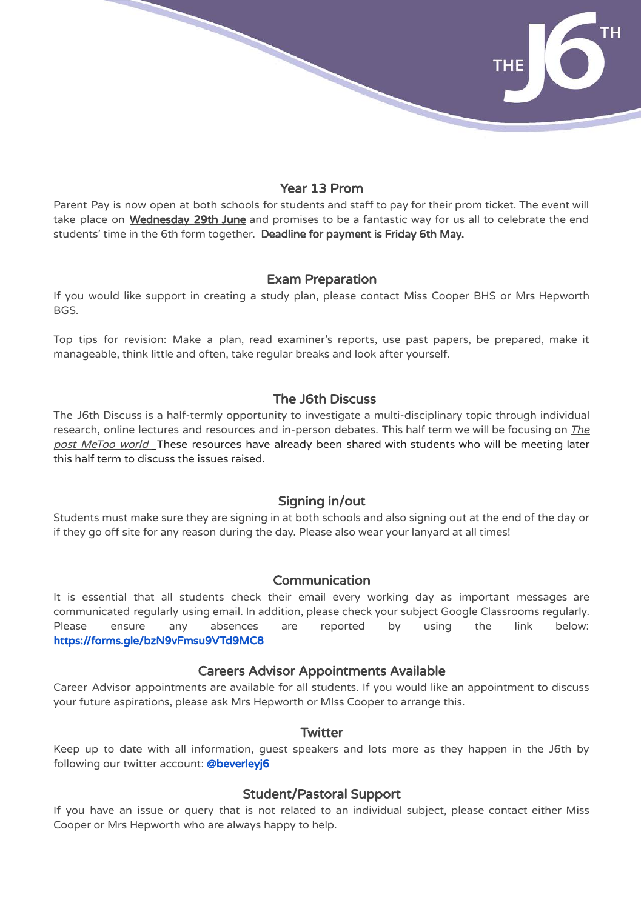## Year 13 Prom

Parent Pay is now open at both schools for students and staff to pay for their prom ticket. The event will take place on **Wednesday 29th June** and promises to be a fantastic way for us all to celebrate the end students' time in the 6th form together. **Deadline for payment is Friday 6th May.**

## Exam Preparation

If you would like support in creating a study plan, please contact Miss Cooper BHS or Mrs Hepworth BGS.

Top tips for revision: Make a plan, read examiner's reports, use past papers, be prepared, make it manageable, think little and often, take regular breaks and look after yourself.

## The J6th Discuss

The J6th Discuss is a half-termly opportunity to investigate a multi-disciplinary topic through individual research, online lectures and resources and in-person debates. This half term we will be focusing on *The post MeToo world* These resources have already been shared with students who will be meeting later this half term to discuss the issues raised.

## Signing in/out

Students must make sure they are signing in at both schools and also signing out at the end of the day or if they go off site for any reason during the day. Please also wear your lanyard at all times!

## Communication

It is essential that all students check their email every working day as important messages are communicated regularly using email. In addition, please check your subject Google Classrooms regularly. Please ensure any absences are reported by using the link below: https://forms.gle/bzN9vFmsu9VTd9MC8

## Careers Advisor Appointments Available

Career Advisor appointments are available for all students. If you would like an appointment to discuss your future aspirations, please ask Mrs Hepworth or MIss Cooper to arrange this.

## Twitter

Keep up to date with all information, guest speakers and lots more as they happen in the J6th by following our twitter account: @beverleyj6

## Student/Pastoral Support

If you have an issue or query that is not related to an individual subject, please contact either Miss Cooper or Mrs Hepworth who are always happy to help.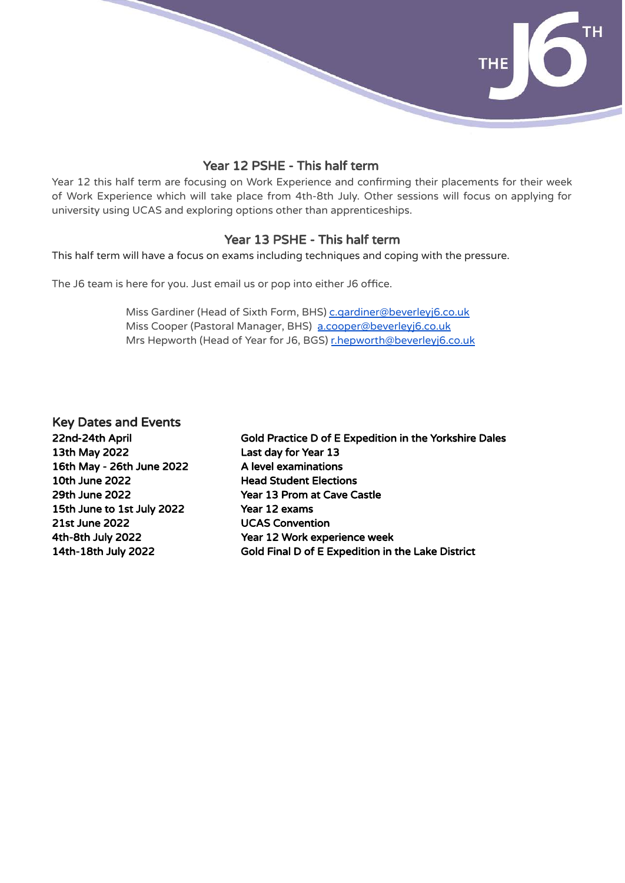## Year 12 PSHE - This half term

Year 12 this half term are focusing on Work Experience and confirming their placements for their week of Work Experience which will take place from 4th-8th July. Other sessions will focus on applying for university using UCAS and exploring options other than apprenticeships.

## Year 13 PSHE - This half term

This half term will have a focus on exams including techniques and coping with the pressure.

The J6 team is here for you. Just email us or pop into either J6 office.

Miss Gardiner (Head of Sixth Form, BHS) c.gardiner@beverleyj6.co.uk
Miss Cooper (Pastoral Manager, BHS) a.cooper@beverleyj6.co.uk
Mrs Hepworth (Head of Year for J6, BGS) r.hepworth@beverleyj6.co.uk

## Key Dates and Events

| | |
|---|---|
| **22nd-24th April** | **Gold Practice D of E Expedition in the Yorkshire Dales** |
| **13th May 2022** | **Last day for Year 13** |
| **16th May - 26th June 2022** | **A level examinations** |
| **10th June 2022** | **Head Student Elections** |
| **29th June 2022** | **Year 13 Prom at Cave Castle** |
| **15th June to 1st July 2022** | **Year 12 exams** |
| **21st June 2022** | **UCAS Convention** |
| **4th-8th July 2022** | **Year 12 Work experience week** |
| **14th-18th July 2022** | **Gold Final D of E Expedition in the Lake District** |